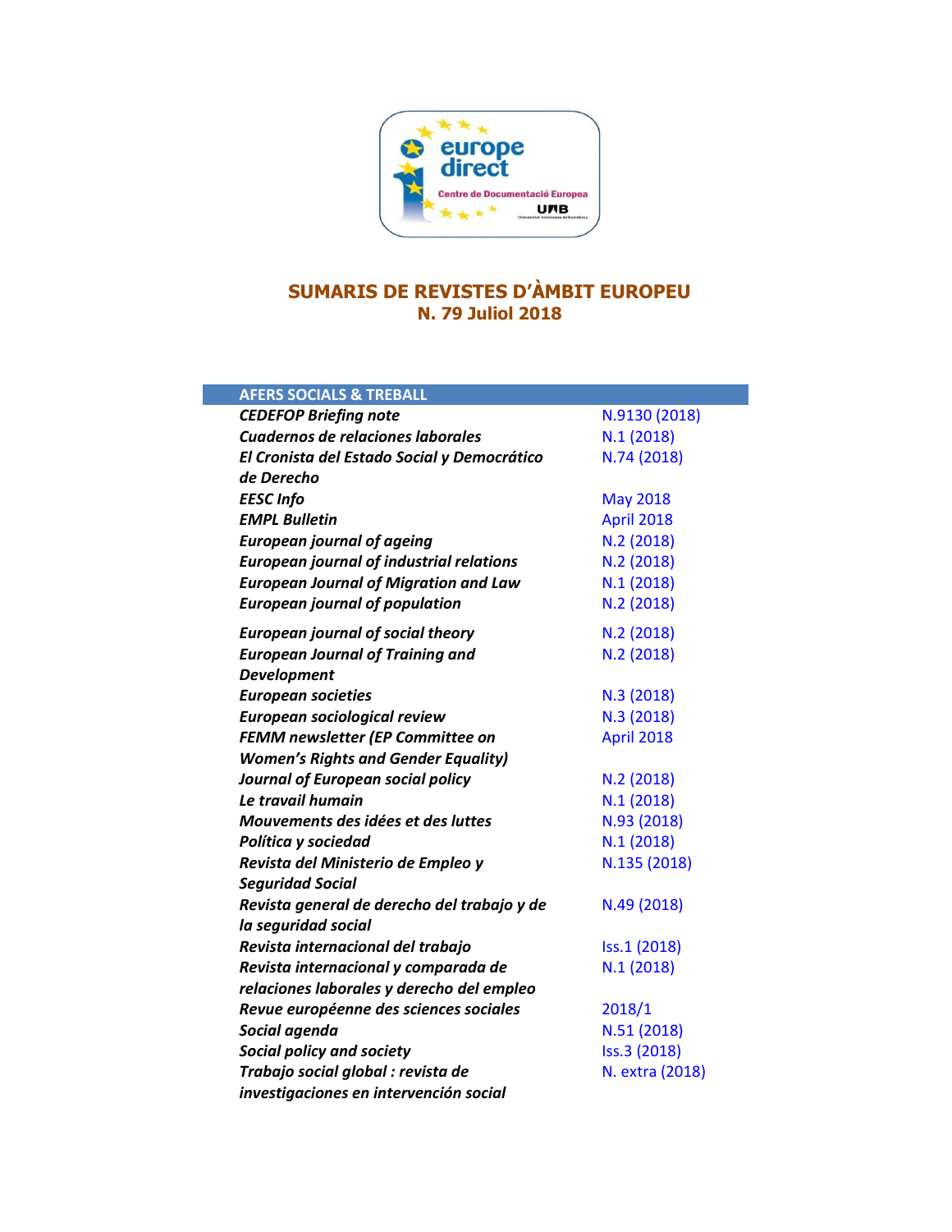# SUMARIS DE REVISTES D'ÀMBIT EUROPEU
## N. 79 Juliol 2018

| AFERS SOCIALS & TREBALL | |
|---|---|
| ***CEDEFOP Briefing note*** | N.9130 (2018) |
| ***Cuadernos de relaciones laborales*** | N.1 (2018) |
| ***El Cronista del Estado Social y Democrático de Derecho*** | N.74 (2018) |
| ***EESC Info*** | May 2018 |
| ***EMPL Bulletin*** | April 2018 |
| ***European journal of ageing*** | N.2 (2018) |
| ***European journal of industrial relations*** | N.2 (2018) |
| ***European Journal of Migration and Law*** | N.1 (2018) |
| ***European journal of population*** | N.2 (2018) |
| ***European journal of social theory*** | N.2 (2018) |
| ***European Journal of Training and Development*** | N.2 (2018) |
| ***European societies*** | N.3 (2018) |
| ***European sociological review*** | N.3 (2018) |
| ***FEMM newsletter (EP Committee on Women's Rights and Gender Equality)*** | April 2018 |
| ***Journal of European social policy*** | N.2 (2018) |
| ***Le travail humain*** | N.1 (2018) |
| ***Mouvements des idées et des luttes*** | N.93 (2018) |
| ***Política y sociedad*** | N.1 (2018) |
| ***Revista del Ministerio de Empleo y Seguridad Social*** | N.135 (2018) |
| ***Revista general de derecho del trabajo y de la seguridad social*** | N.49 (2018) |
| ***Revista internacional del trabajo*** | Iss.1 (2018) |
| ***Revista internacional y comparada de relaciones laborales y derecho del empleo*** | N.1 (2018) |
| ***Revue européenne des sciences sociales*** | 2018/1 |
| ***Social agenda*** | N.51 (2018) |
| ***Social policy and society*** | Iss.3 (2018) |
| ***Trabajo social global : revista de investigaciones en intervención social*** | N. extra (2018) |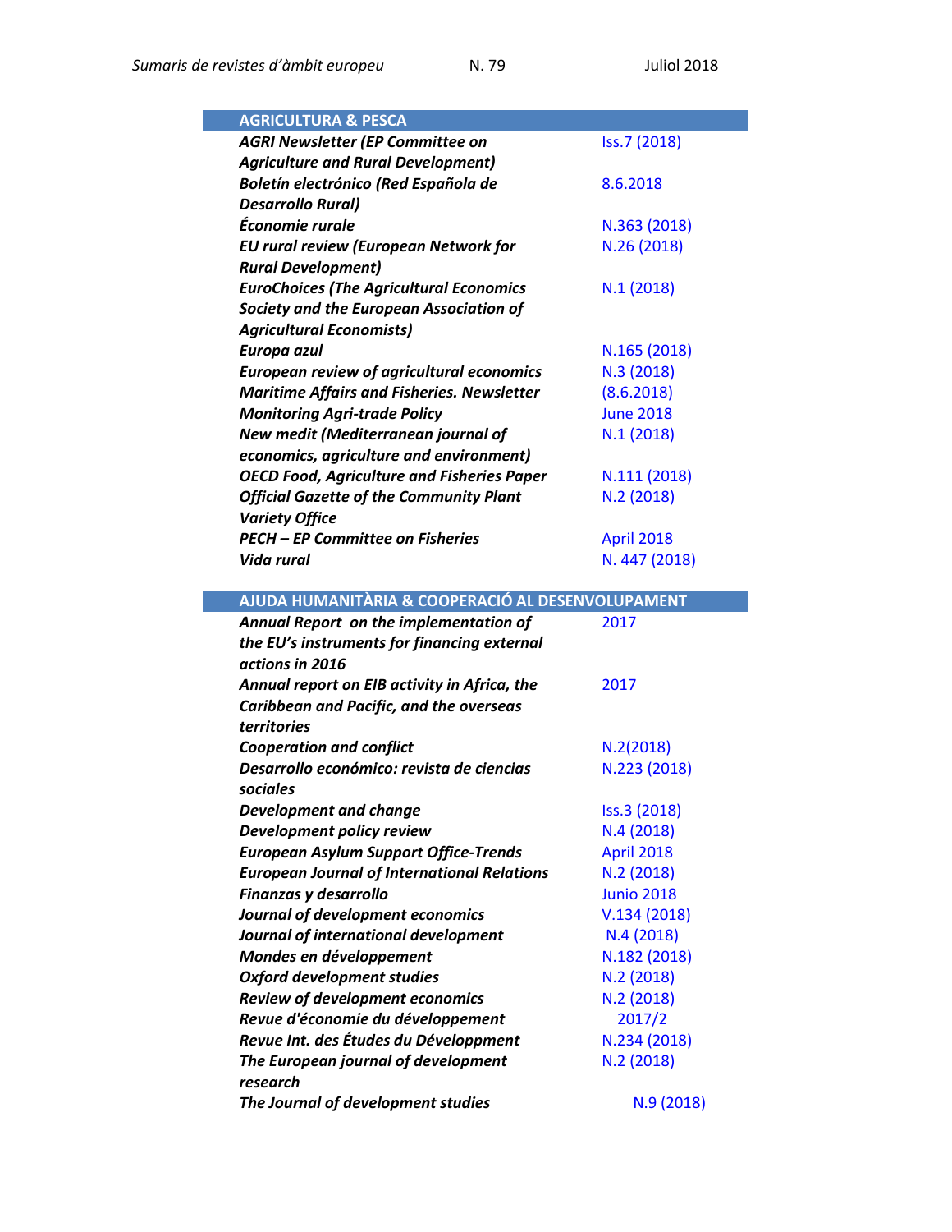| AGRICULTURA & PESCA | |
|---|---|
| ***AGRI Newsletter (EP Committee on Agriculture and Rural Development)*** | Iss.7 (2018) |
| ***Boletín electrónico (Red Española de Desarrollo Rural)*** | 8.6.2018 |
| ***Économie rurale*** | N.363 (2018) |
| ***EU rural review (European Network for Rural Development)*** | N.26 (2018) |
| ***EuroChoices (The Agricultural Economics Society and the European Association of Agricultural Economists)*** | N.1 (2018) |
| ***Europa azul*** | N.165 (2018) |
| ***European review of agricultural economics*** | N.3 (2018) |
| ***Maritime Affairs and Fisheries. Newsletter*** | (8.6.2018) |
| ***Monitoring Agri-trade Policy*** | June 2018 |
| ***New medit (Mediterranean journal of economics, agriculture and environment)*** | N.1 (2018) |
| ***OECD Food, Agriculture and Fisheries Paper*** | N.111 (2018) |
| ***Official Gazette of the Community Plant Variety Office*** | N.2 (2018) |
| ***PECH – EP Committee on Fisheries*** | April 2018 |
| ***Vida rural*** | N. 447 (2018) |

| AJUDA HUMANITÀRIA & COOPERACIÓ AL DESENVOLUPAMENT | |
|---|---|
| ***Annual Report on the implementation of the EU's instruments for financing external actions in 2016*** | 2017 |
| ***Annual report on EIB activity in Africa, the Caribbean and Pacific, and the overseas territories*** | 2017 |
| ***Cooperation and conflict*** | N.2(2018) |
| ***Desarrollo económico: revista de ciencias sociales*** | N.223 (2018) |
| ***Development and change*** | Iss.3 (2018) |
| ***Development policy review*** | N.4 (2018) |
| ***European Asylum Support Office-Trends*** | April 2018 |
| ***European Journal of International Relations*** | N.2 (2018) |
| ***Finanzas y desarrollo*** | Junio 2018 |
| ***Journal of development economics*** | V.134 (2018) |
| ***Journal of international development*** | N.4 (2018) |
| ***Mondes en développement*** | N.182 (2018) |
| ***Oxford development studies*** | N.2 (2018) |
| ***Review of development economics*** | N.2 (2018) |
| ***Revue d'économie du développement*** | 2017/2 |
| ***Revue Int. des Études du Développment*** | N.234 (2018) |
| ***The European journal of development research*** | N.2 (2018) |
| ***The Journal of development studies*** | N.9 (2018) |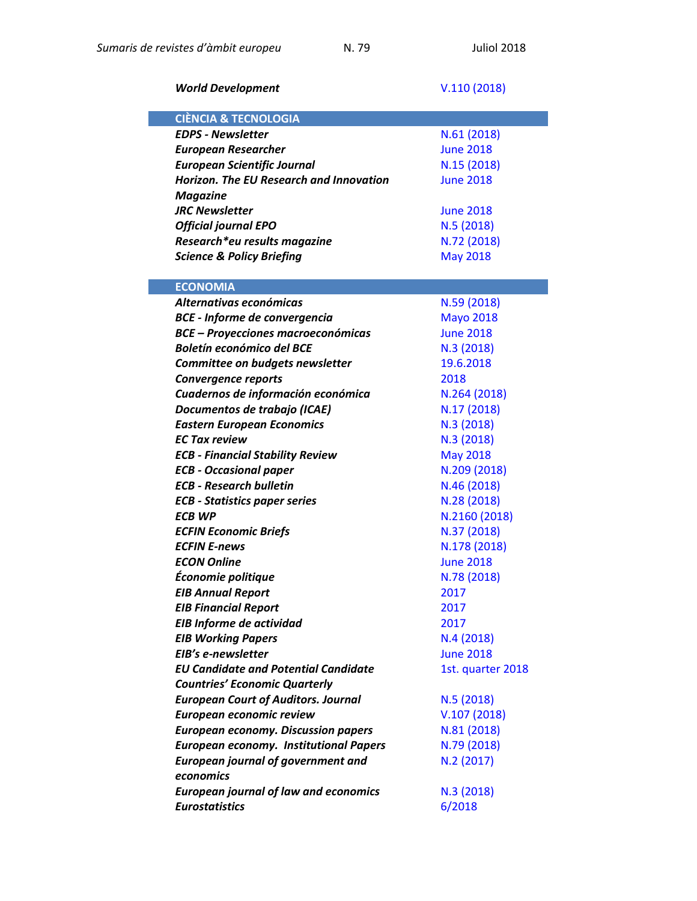| | |
|---|---|
| ***World Development*** | V.110 (2018) |

| **CIÈNCIA & TECNOLOGIA** | |
|---|---|
| ***EDPS - Newsletter*** | N.61 (2018) |
| ***European Researcher*** | June 2018 |
| ***European Scientific Journal*** | N.15 (2018) |
| ***Horizon. The EU Research and Innovation Magazine*** | June 2018 |
| ***JRC Newsletter*** | June 2018 |
| ***Official journal EPO*** | N.5 (2018) |
| ***Research*eu results magazine*** | N.72 (2018) |
| ***Science & Policy Briefing*** | May 2018 |

| **ECONOMIA** | |
|---|---|
| ***Alternativas económicas*** | N.59 (2018) |
| ***BCE - Informe de convergencia*** | Mayo 2018 |
| ***BCE – Proyecciones macroeconómicas*** | June 2018 |
| ***Boletín económico del BCE*** | N.3 (2018) |
| ***Committee on budgets newsletter*** | 19.6.2018 |
| ***Convergence reports*** | 2018 |
| ***Cuadernos de información económica*** | N.264 (2018) |
| ***Documentos de trabajo (ICAE)*** | N.17 (2018) |
| ***Eastern European Economics*** | N.3 (2018) |
| ***EC Tax review*** | N.3 (2018) |
| ***ECB - Financial Stability Review*** | May 2018 |
| ***ECB - Occasional paper*** | N.209 (2018) |
| ***ECB - Research bulletin*** | N.46 (2018) |
| ***ECB - Statistics paper series*** | N.28 (2018) |
| ***ECB WP*** | N.2160 (2018) |
| ***ECFIN Economic Briefs*** | N.37 (2018) |
| ***ECFIN E-news*** | N.178 (2018) |
| ***ECON Online*** | June 2018 |
| ***Économie politique*** | N.78 (2018) |
| ***EIB Annual Report*** | 2017 |
| ***EIB Financial Report*** | 2017 |
| ***EIB Informe de actividad*** | 2017 |
| ***EIB Working Papers*** | N.4 (2018) |
| ***EIB's e-newsletter*** | June 2018 |
| ***EU Candidate and Potential Candidate Countries' Economic Quarterly*** | 1st. quarter 2018 |
| ***European Court of Auditors. Journal*** | N.5 (2018) |
| ***European economic review*** | V.107 (2018) |
| ***European economy. Discussion papers*** | N.81 (2018) |
| ***European economy. Institutional Papers*** | N.79 (2018) |
| ***European journal of government and economics*** | N.2 (2017) |
| ***European journal of law and economics*** | N.3 (2018) |
| ***Eurostatistics*** | 6/2018 |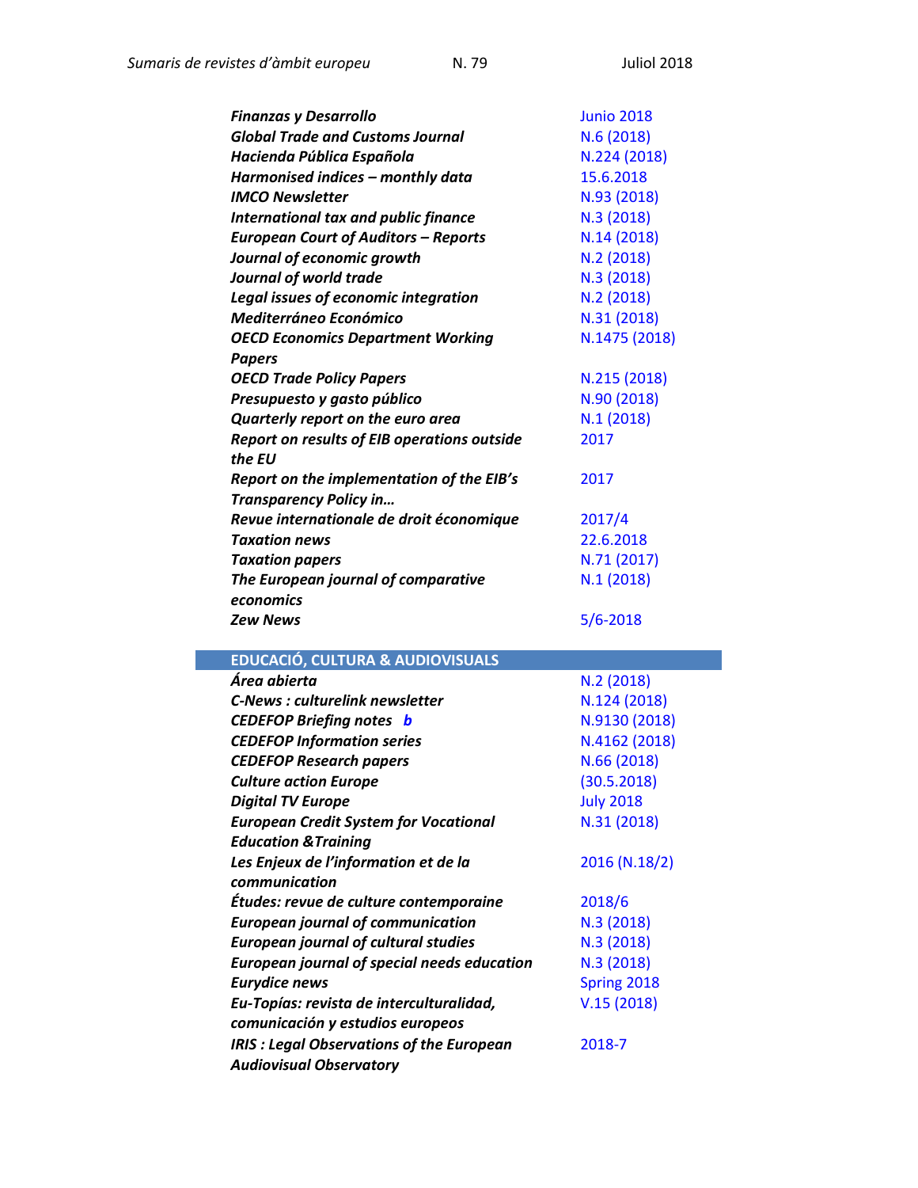| | |
|---|---|
| ***Finanzas y Desarrollo*** | Junio 2018 |
| ***Global Trade and Customs Journal*** | N.6 (2018) |
| ***Hacienda Pública Española*** | N.224 (2018) |
| ***Harmonised indices – monthly data*** | 15.6.2018 |
| ***IMCO Newsletter*** | N.93 (2018) |
| ***International tax and public finance*** | N.3 (2018) |
| ***European Court of Auditors – Reports*** | N.14 (2018) |
| ***Journal of economic growth*** | N.2 (2018) |
| ***Journal of world trade*** | N.3 (2018) |
| ***Legal issues of economic integration*** | N.2 (2018) |
| ***Mediterráneo Económico*** | N.31 (2018) |
| ***OECD Economics Department Working Papers*** | N.1475 (2018) |
| ***OECD Trade Policy Papers*** | N.215 (2018) |
| ***Presupuesto y gasto público*** | N.90 (2018) |
| ***Quarterly report on the euro area*** | N.1 (2018) |
| ***Report on results of EIB operations outside the EU*** | 2017 |
| ***Report on the implementation of the EIB's Transparency Policy in…*** | 2017 |
| ***Revue internationale de droit économique*** | 2017/4 |
| ***Taxation news*** | 22.6.2018 |
| ***Taxation papers*** | N.71 (2017) |
| ***The European journal of comparative economics*** | N.1 (2018) |
| ***Zew News*** | 5/6-2018 |

## EDUCACIÓ, CULTURA & AUDIOVISUALS

| | |
|---|---|
| ***Área abierta*** | N.2 (2018) |
| ***C-News : culturelink newsletter*** | N.124 (2018) |
| ***CEDEFOP Briefing notes b*** | N.9130 (2018) |
| ***CEDEFOP Information series*** | N.4162 (2018) |
| ***CEDEFOP Research papers*** | N.66 (2018) |
| ***Culture action Europe*** | (30.5.2018) |
| ***Digital TV Europe*** | July 2018 |
| ***European Credit System for Vocational Education &Training*** | N.31 (2018) |
| ***Les Enjeux de l'information et de la communication*** | 2016 (N.18/2) |
| ***Études: revue de culture contemporaine*** | 2018/6 |
| ***European journal of communication*** | N.3 (2018) |
| ***European journal of cultural studies*** | N.3 (2018) |
| ***European journal of special needs education*** | N.3 (2018) |
| ***Eurydice news*** | Spring 2018 |
| ***Eu-Topías: revista de interculturalidad, comunicación y estudios europeos*** | V.15 (2018) |
| ***IRIS : Legal Observations of the European Audiovisual Observatory*** | 2018-7 |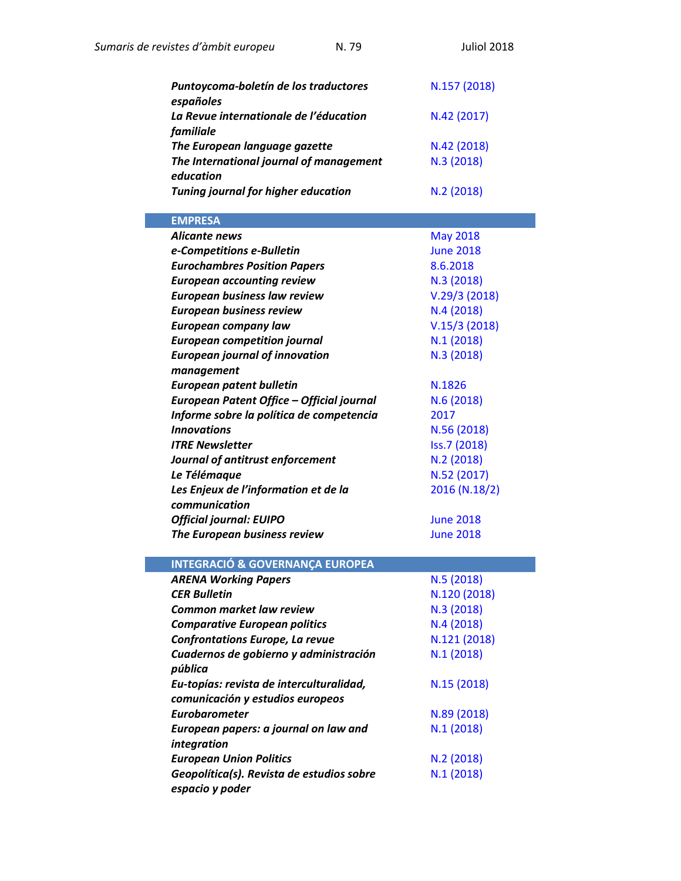| | |
|---|---|
| ***Puntoycoma-boletín de los traductores españoles*** | N.157 (2018) |
| ***La Revue internationale de l'éducation familiale*** | N.42 (2017) |
| ***The European language gazette*** | N.42 (2018) |
| ***The International journal of management education*** | N.3 (2018) |
| ***Tuning journal for higher education*** | N.2 (2018) |

| EMPRESA | |
|---|---|
| ***Alicante news*** | May 2018 |
| ***e-Competitions e-Bulletin*** | June 2018 |
| ***Eurochambres Position Papers*** | 8.6.2018 |
| ***European accounting review*** | N.3 (2018) |
| ***European business law review*** | V.29/3 (2018) |
| ***European business review*** | N.4 (2018) |
| ***European company law*** | V.15/3 (2018) |
| ***European competition journal*** | N.1 (2018) |
| ***European journal of innovation management*** | N.3 (2018) |
| ***European patent bulletin*** | N.1826 |
| ***European Patent Office – Official journal*** | N.6 (2018) |
| ***Informe sobre la política de competencia*** | 2017 |
| ***Innovations*** | N.56 (2018) |
| ***ITRE Newsletter*** | Iss.7 (2018) |
| ***Journal of antitrust enforcement*** | N.2 (2018) |
| ***Le Télémaque*** | N.52 (2017) |
| ***Les Enjeux de l'information et de la communication*** | 2016 (N.18/2) |
| ***Official journal: EUIPO*** | June 2018 |
| ***The European business review*** | June 2018 |

| INTEGRACIÓ & GOVERNANÇA EUROPEA | |
|---|---|
| ***ARENA Working Papers*** | N.5 (2018) |
| ***CER Bulletin*** | N.120 (2018) |
| ***Common market law review*** | N.3 (2018) |
| ***Comparative European politics*** | N.4 (2018) |
| ***Confrontations Europe, La revue*** | N.121 (2018) |
| ***Cuadernos de gobierno y administración pública*** | N.1 (2018) |
| ***Eu-topías: revista de interculturalidad, comunicación y estudios europeos*** | N.15 (2018) |
| ***Eurobarometer*** | N.89 (2018) |
| ***European papers: a journal on law and integration*** | N.1 (2018) |
| ***European Union Politics*** | N.2 (2018) |
| ***Geopolítica(s). Revista de estudios sobre espacio y poder*** | N.1 (2018) |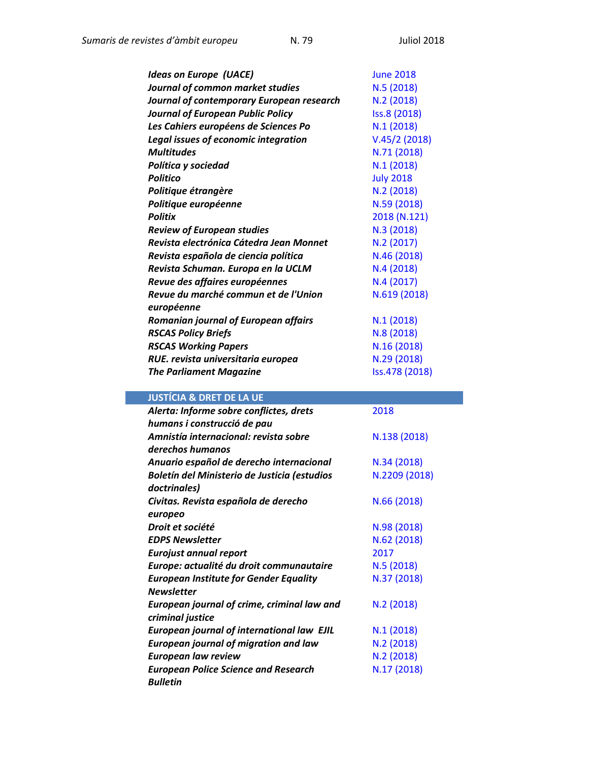| | |
|---|---|
| ***Ideas on Europe (UACE)*** | June 2018 |
| ***Journal of common market studies*** | N.5 (2018) |
| ***Journal of contemporary European research*** | N.2 (2018) |
| ***Journal of European Public Policy*** | Iss.8 (2018) |
| ***Les Cahiers européens de Sciences Po*** | N.1 (2018) |
| ***Legal issues of economic integration*** | V.45/2 (2018) |
| ***Multitudes*** | N.71 (2018) |
| ***Política y sociedad*** | N.1 (2018) |
| ***Politico*** | July 2018 |
| ***Politique étrangère*** | N.2 (2018) |
| ***Politique européenne*** | N.59 (2018) |
| ***Politix*** | 2018 (N.121) |
| ***Review of European studies*** | N.3 (2018) |
| ***Revista electrónica Cátedra Jean Monnet*** | N.2 (2017) |
| ***Revista española de ciencia política*** | N.46 (2018) |
| ***Revista Schuman. Europa en la UCLM*** | N.4 (2018) |
| ***Revue des affaires européennes*** | N.4 (2017) |
| ***Revue du marché commun et de l'Union européenne*** | N.619 (2018) |
| ***Romanian journal of European affairs*** | N.1 (2018) |
| ***RSCAS Policy Briefs*** | N.8 (2018) |
| ***RSCAS Working Papers*** | N.16 (2018) |
| ***RUE. revista universitaria europea*** | N.29 (2018) |
| ***The Parliament Magazine*** | Iss.478 (2018) |

## JUSTÍCIA & DRET DE LA UE

| | |
|---|---|
| ***Alerta: Informe sobre conflictes, drets humans i construcció de pau*** | 2018 |
| ***Amnistía internacional: revista sobre derechos humanos*** | N.138 (2018) |
| ***Anuario español de derecho internacional*** | N.34 (2018) |
| ***Boletín del Ministerio de Justicia (estudios doctrinales)*** | N.2209 (2018) |
| ***Civitas. Revista española de derecho europeo*** | N.66 (2018) |
| ***Droit et société*** | N.98 (2018) |
| ***EDPS Newsletter*** | N.62 (2018) |
| ***Eurojust annual report*** | 2017 |
| ***Europe: actualité du droit communautaire*** | N.5 (2018) |
| ***European Institute for Gender Equality Newsletter*** | N.37 (2018) |
| ***European journal of crime, criminal law and criminal justice*** | N.2 (2018) |
| ***European journal of international law EJIL*** | N.1 (2018) |
| ***European journal of migration and law*** | N.2 (2018) |
| ***European law review*** | N.2 (2018) |
| ***European Police Science and Research Bulletin*** | N.17 (2018) |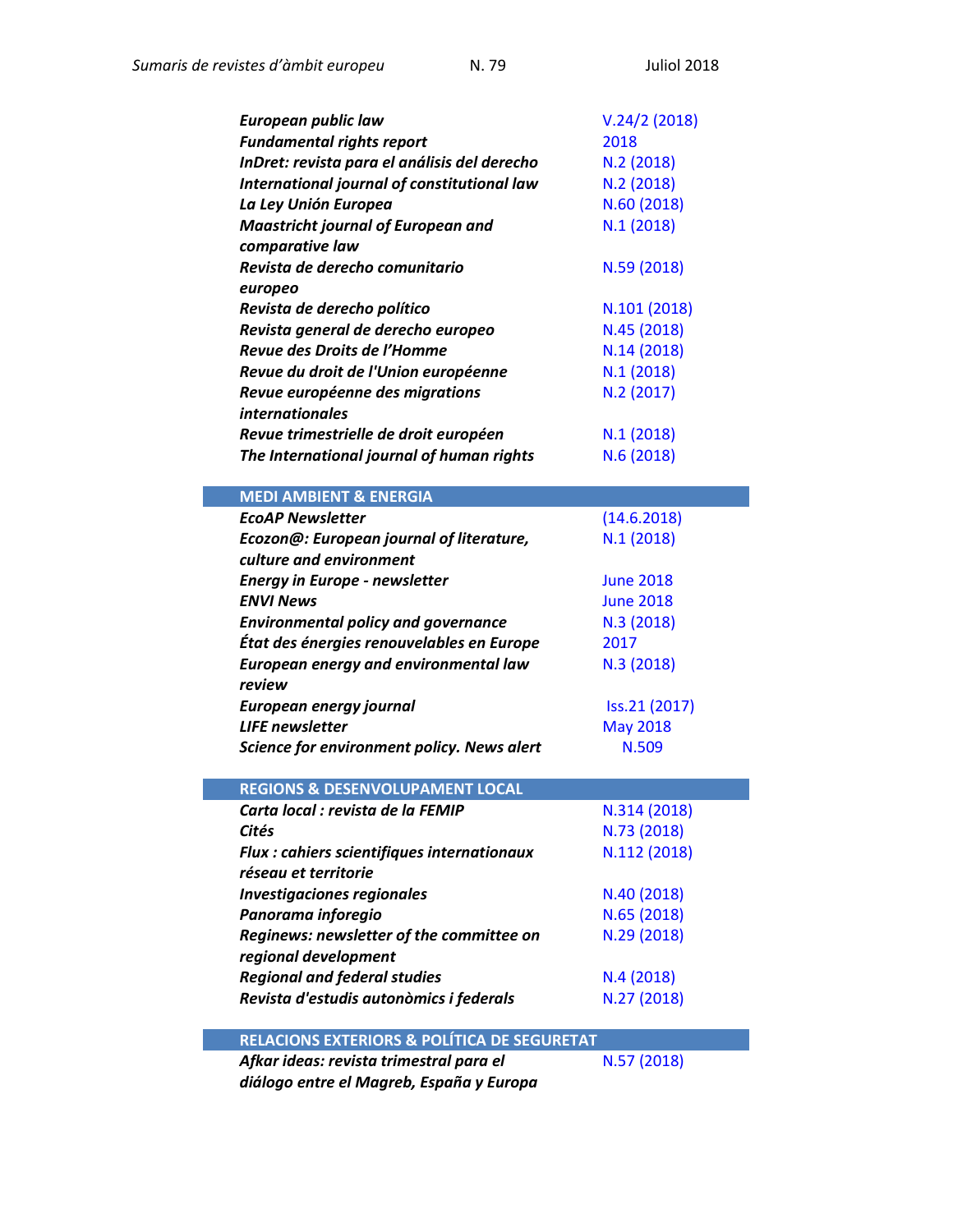| | |
|---|---|
| ***European public law*** | V.24/2 (2018) |
| ***Fundamental rights report*** | 2018 |
| ***InDret: revista para el análisis del derecho*** | N.2 (2018) |
| ***International journal of constitutional law*** | N.2 (2018) |
| ***La Ley Unión Europea*** | N.60 (2018) |
| ***Maastricht journal of European and comparative law*** | N.1 (2018) |
| ***Revista de derecho comunitario europeo*** | N.59 (2018) |
| ***Revista de derecho político*** | N.101 (2018) |
| ***Revista general de derecho europeo*** | N.45 (2018) |
| ***Revue des Droits de l'Homme*** | N.14 (2018) |
| ***Revue du droit de l'Union européenne*** | N.1 (2018) |
| ***Revue européenne des migrations internationales*** | N.2 (2017) |
| ***Revue trimestrielle de droit européen*** | N.1 (2018) |
| ***The International journal of human rights*** | N.6 (2018) |

## MEDI AMBIENT & ENERGIA

| | |
|---|---|
| ***EcoAP Newsletter*** | (14.6.2018) |
| ***Ecozon@: European journal of literature, culture and environment*** | N.1 (2018) |
| ***Energy in Europe - newsletter*** | June 2018 |
| ***ENVI News*** | June 2018 |
| ***Environmental policy and governance*** | N.3 (2018) |
| ***État des énergies renouvelables en Europe*** | 2017 |
| ***European energy and environmental law review*** | N.3 (2018) |
| ***European energy journal*** | Iss.21 (2017) |
| ***LIFE newsletter*** | May 2018 |
| ***Science for environment policy. News alert*** | N.509 |

## REGIONS & DESENVOLUPAMENT LOCAL

| | |
|---|---|
| ***Carta local : revista de la FEMIP*** | N.314 (2018) |
| ***Cités*** | N.73 (2018) |
| ***Flux : cahiers scientifiques internationaux réseau et territorie*** | N.112 (2018) |
| ***Investigaciones regionales*** | N.40 (2018) |
| ***Panorama inforegio*** | N.65 (2018) |
| ***Reginews: newsletter of the committee on regional development*** | N.29 (2018) |
| ***Regional and federal studies*** | N.4 (2018) |
| ***Revista d'estudis autonòmics i federals*** | N.27 (2018) |

## RELACIONS EXTERIORS & POLÍTICA DE SEGURETAT

| | |
|---|---|
| ***Afkar ideas: revista trimestral para el diálogo entre el Magreb, España y Europa*** | N.57 (2018) |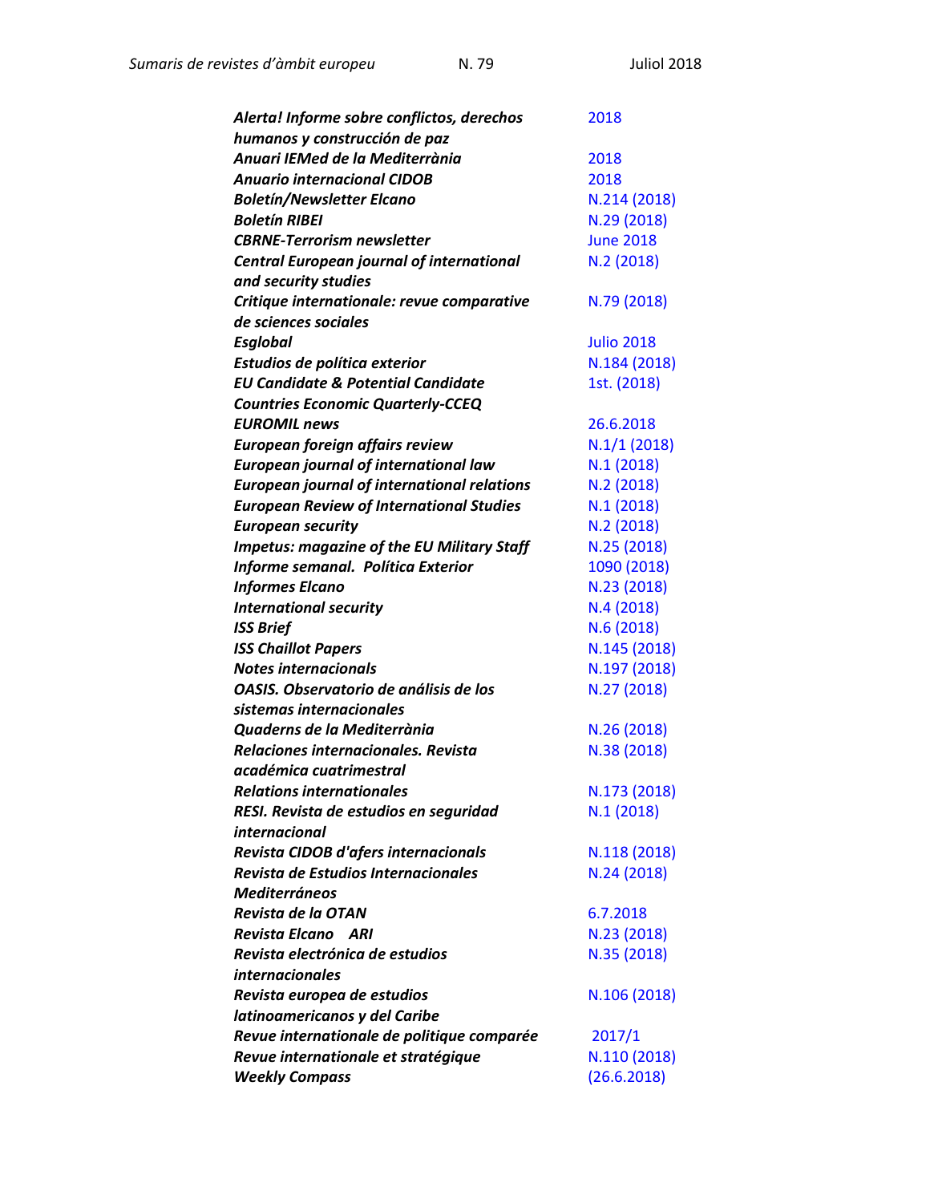| | |
|---|---|
| ***Alerta! Informe sobre conflictos, derechos humanos y construcción de paz*** | 2018 |
| ***Anuari IEMed de la Mediterrània*** | 2018 |
| ***Anuario internacional CIDOB*** | 2018 |
| ***Boletín/Newsletter Elcano*** | N.214 (2018) |
| ***Boletín RIBEI*** | N.29 (2018) |
| ***CBRNE-Terrorism newsletter*** | June 2018 |
| ***Central European journal of international and security studies*** | N.2 (2018) |
| ***Critique internationale: revue comparative de sciences sociales*** | N.79 (2018) |
| ***Esglobal*** | Julio 2018 |
| ***Estudios de política exterior*** | N.184 (2018) |
| ***EU Candidate & Potential Candidate Countries Economic Quarterly-CCEQ*** | 1st. (2018) |
| ***EUROMIL news*** | 26.6.2018 |
| ***European foreign affairs review*** | N.1/1 (2018) |
| ***European journal of international law*** | N.1 (2018) |
| ***European journal of international relations*** | N.2 (2018) |
| ***European Review of International Studies*** | N.1 (2018) |
| ***European security*** | N.2 (2018) |
| ***Impetus: magazine of the EU Military Staff*** | N.25 (2018) |
| ***Informe semanal. Política Exterior*** | 1090 (2018) |
| ***Informes Elcano*** | N.23 (2018) |
| ***International security*** | N.4 (2018) |
| ***ISS Brief*** | N.6 (2018) |
| ***ISS Chaillot Papers*** | N.145 (2018) |
| ***Notes internacionals*** | N.197 (2018) |
| ***OASIS. Observatorio de análisis de los sistemas internacionales*** | N.27 (2018) |
| ***Quaderns de la Mediterrània*** | N.26 (2018) |
| ***Relaciones internacionales. Revista académica cuatrimestral*** | N.38 (2018) |
| ***Relations internationales*** | N.173 (2018) |
| ***RESI. Revista de estudios en seguridad internacional*** | N.1 (2018) |
| ***Revista CIDOB d'afers internacionals*** | N.118 (2018) |
| ***Revista de Estudios Internacionales Mediterráneos*** | N.24 (2018) |
| ***Revista de la OTAN*** | 6.7.2018 |
| ***Revista Elcano ARI*** | N.23 (2018) |
| ***Revista electrónica de estudios internacionales*** | N.35 (2018) |
| ***Revista europea de estudios latinoamericanos y del Caribe*** | N.106 (2018) |
| ***Revue internationale de politique comparée*** | 2017/1 |
| ***Revue internationale et stratégique*** | N.110 (2018) |
| ***Weekly Compass*** | (26.6.2018) |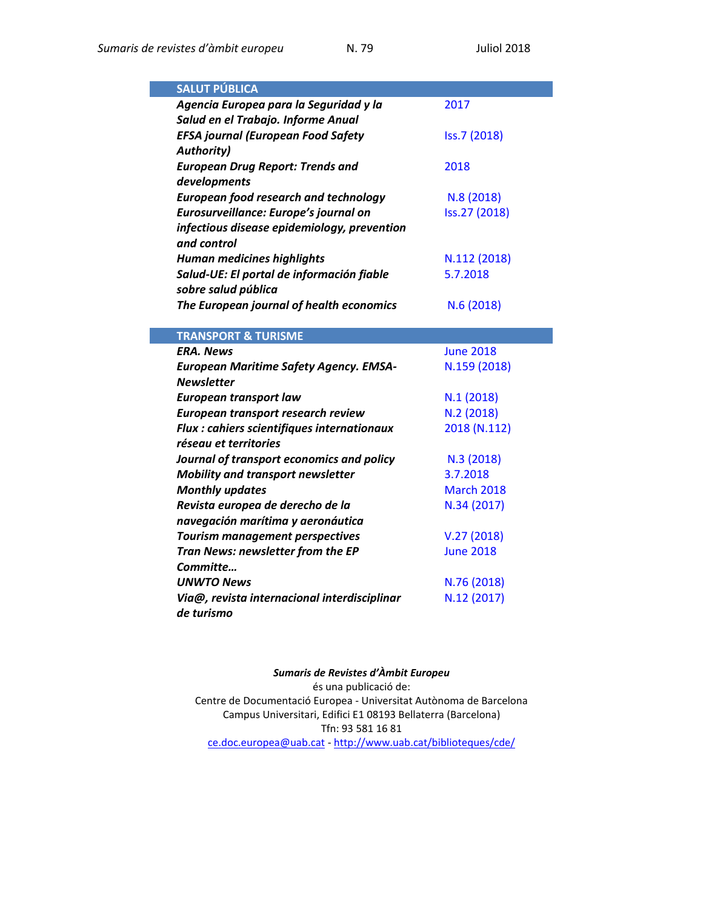| SALUT PÚBLICA | |
|---|---|
| ***Agencia Europea para la Seguridad y la Salud en el Trabajo. Informe Anual*** | 2017 |
| ***EFSA journal (European Food Safety Authority)*** | Iss.7 (2018) |
| ***European Drug Report: Trends and developments*** | 2018 |
| ***European food research and technology*** | N.8 (2018) |
| ***Eurosurveillance: Europe's journal on infectious disease epidemiology, prevention and control*** | Iss.27 (2018) |
| ***Human medicines highlights*** | N.112 (2018) |
| ***Salud-UE: El portal de información fiable sobre salud pública*** | 5.7.2018 |
| ***The European journal of health economics*** | N.6 (2018) |

| TRANSPORT & TURISME | |
|---|---|
| ***ERA. News*** | June 2018 |
| ***European Maritime Safety Agency. EMSA-Newsletter*** | N.159 (2018) |
| ***European transport law*** | N.1 (2018) |
| ***European transport research review*** | N.2 (2018) |
| ***Flux : cahiers scientifiques internationaux réseau et territories*** | 2018 (N.112) |
| ***Journal of transport economics and policy*** | N.3 (2018) |
| ***Mobility and transport newsletter*** | 3.7.2018 |
| ***Monthly updates*** | March 2018 |
| ***Revista europea de derecho de la navegación marítima y aeronáutica*** | N.34 (2017) |
| ***Tourism management perspectives*** | V.27 (2018) |
| ***Tran News: newsletter from the EP Committe…*** | June 2018 |
| ***UNWTO News*** | N.76 (2018) |
| ***Via@, revista internacional interdisciplinar de turismo*** | N.12 (2017) |

***Sumaris de Revistes d'Àmbit Europeu***
és una publicació de:
Centre de Documentació Europea - Universitat Autònoma de Barcelona
Campus Universitari, Edifici E1 08193 Bellaterra (Barcelona)
Tfn: 93 581 16 81
ce.doc.europea@uab.cat - http://www.uab.cat/biblioteques/cde/